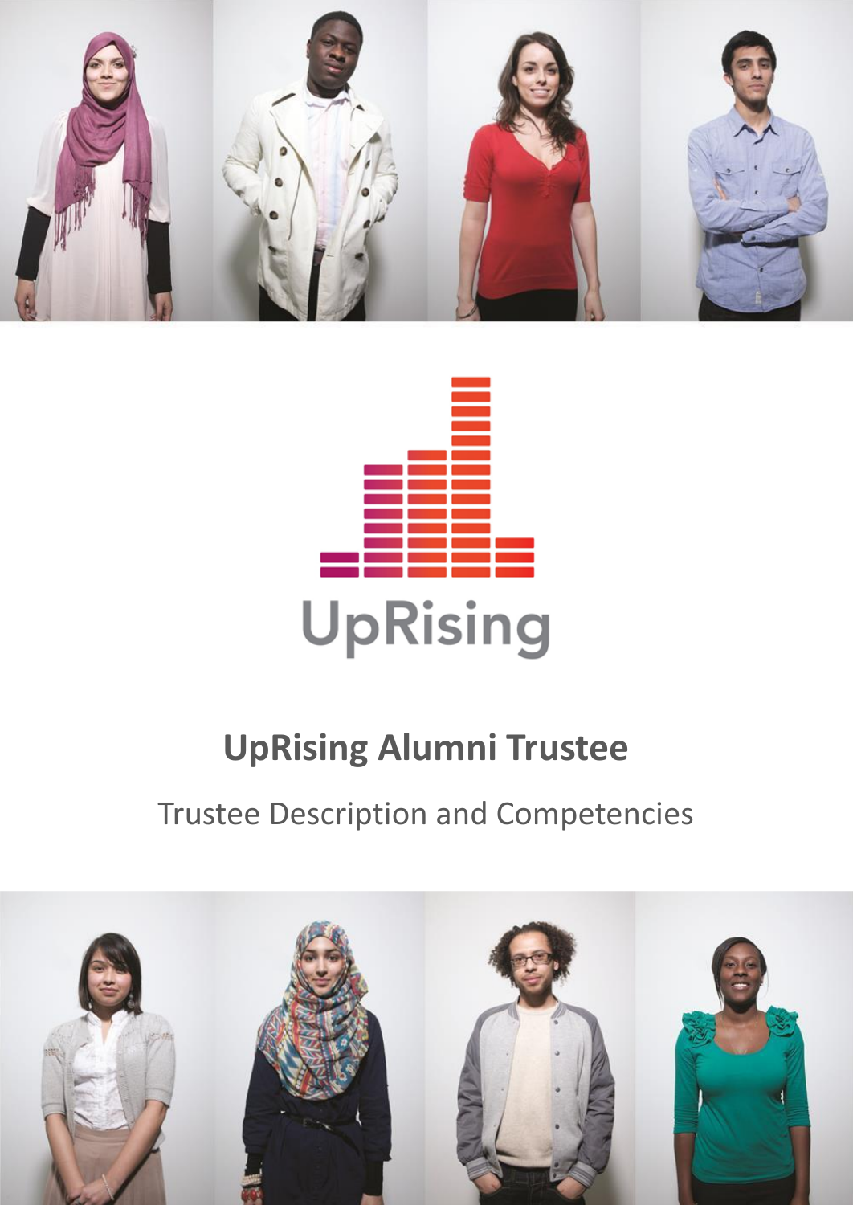UpRising

# UpRising Alumni Trustee

Trustee Description and Competencies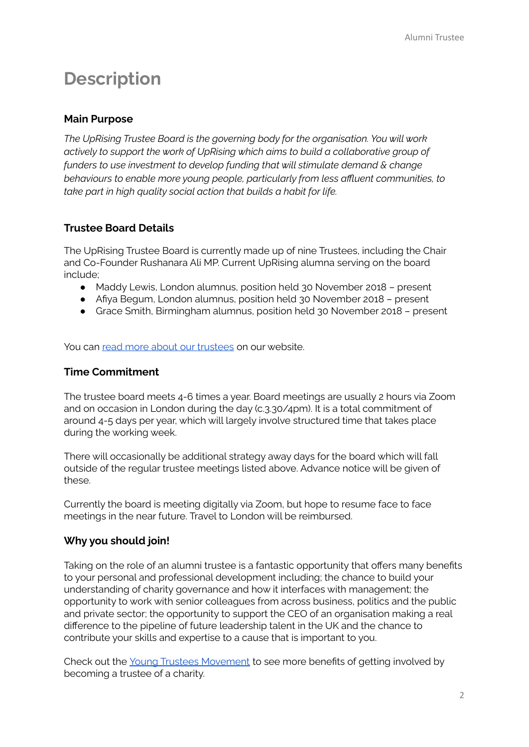# Description

### Main Purpose

*The UpRising Trustee Board is the governing body for the organisation. You will work actively to support the work of UpRising which aims to build a collaborative group of funders to use investment to develop funding that will stimulate demand & change behaviours to enable more young people, particularly from less affluent communities, to take part in high quality social action that builds a habit for life.*

### Trustee Board Details

The UpRising Trustee Board is currently made up of nine Trustees, including the Chair and Co-Founder Rushanara Ali MP. Current UpRising alumna serving on the board include;

- Maddy Lewis, London alumnus, position held 30 November 2018 – present
- Afiya Begum, London alumnus, position held 30 November 2018 – present
- Grace Smith, Birmingham alumnus, position held 30 November 2018 – present

You can read more about our trustees on our website.

### Time Commitment

The trustee board meets 4-6 times a year. Board meetings are usually 2 hours via Zoom and on occasion in London during the day (c.3.30/4pm). It is a total commitment of around 4-5 days per year, which will largely involve structured time that takes place during the working week.

There will occasionally be additional strategy away days for the board which will fall outside of the regular trustee meetings listed above. Advance notice will be given of these.

Currently the board is meeting digitally via Zoom, but hope to resume face to face meetings in the near future. Travel to London will be reimbursed.

### Why you should join!

Taking on the role of an alumni trustee is a fantastic opportunity that offers many benefits to your personal and professional development including; the chance to build your understanding of charity governance and how it interfaces with management; the opportunity to work with senior colleagues from across business, politics and the public and private sector; the opportunity to support the CEO of an organisation making a real difference to the pipeline of future leadership talent in the UK and the chance to contribute your skills and expertise to a cause that is important to you.

Check out the Young Trustees Movement to see more benefits of getting involved by becoming a trustee of a charity.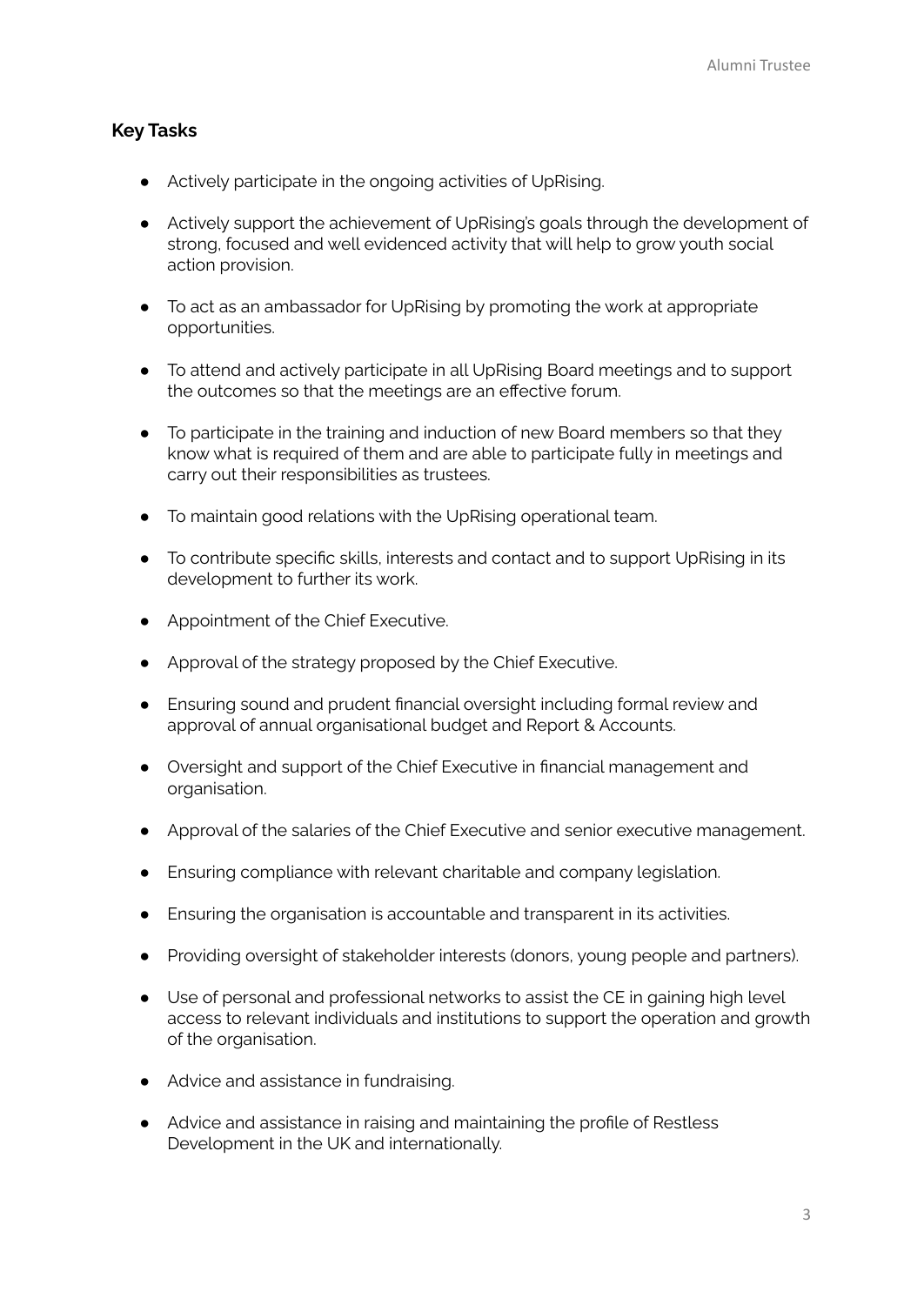## Key Tasks

- Actively participate in the ongoing activities of UpRising.
- Actively support the achievement of UpRising's goals through the development of strong, focused and well evidenced activity that will help to grow youth social action provision.
- To act as an ambassador for UpRising by promoting the work at appropriate opportunities.
- To attend and actively participate in all UpRising Board meetings and to support the outcomes so that the meetings are an effective forum.
- To participate in the training and induction of new Board members so that they know what is required of them and are able to participate fully in meetings and carry out their responsibilities as trustees.
- To maintain good relations with the UpRising operational team.
- To contribute specific skills, interests and contact and to support UpRising in its development to further its work.
- Appointment of the Chief Executive.
- Approval of the strategy proposed by the Chief Executive.
- Ensuring sound and prudent financial oversight including formal review and approval of annual organisational budget and Report & Accounts.
- Oversight and support of the Chief Executive in financial management and organisation.
- Approval of the salaries of the Chief Executive and senior executive management.
- Ensuring compliance with relevant charitable and company legislation.
- Ensuring the organisation is accountable and transparent in its activities.
- Providing oversight of stakeholder interests (donors, young people and partners).
- Use of personal and professional networks to assist the CE in gaining high level access to relevant individuals and institutions to support the operation and growth of the organisation.
- Advice and assistance in fundraising.
- Advice and assistance in raising and maintaining the profile of Restless Development in the UK and internationally.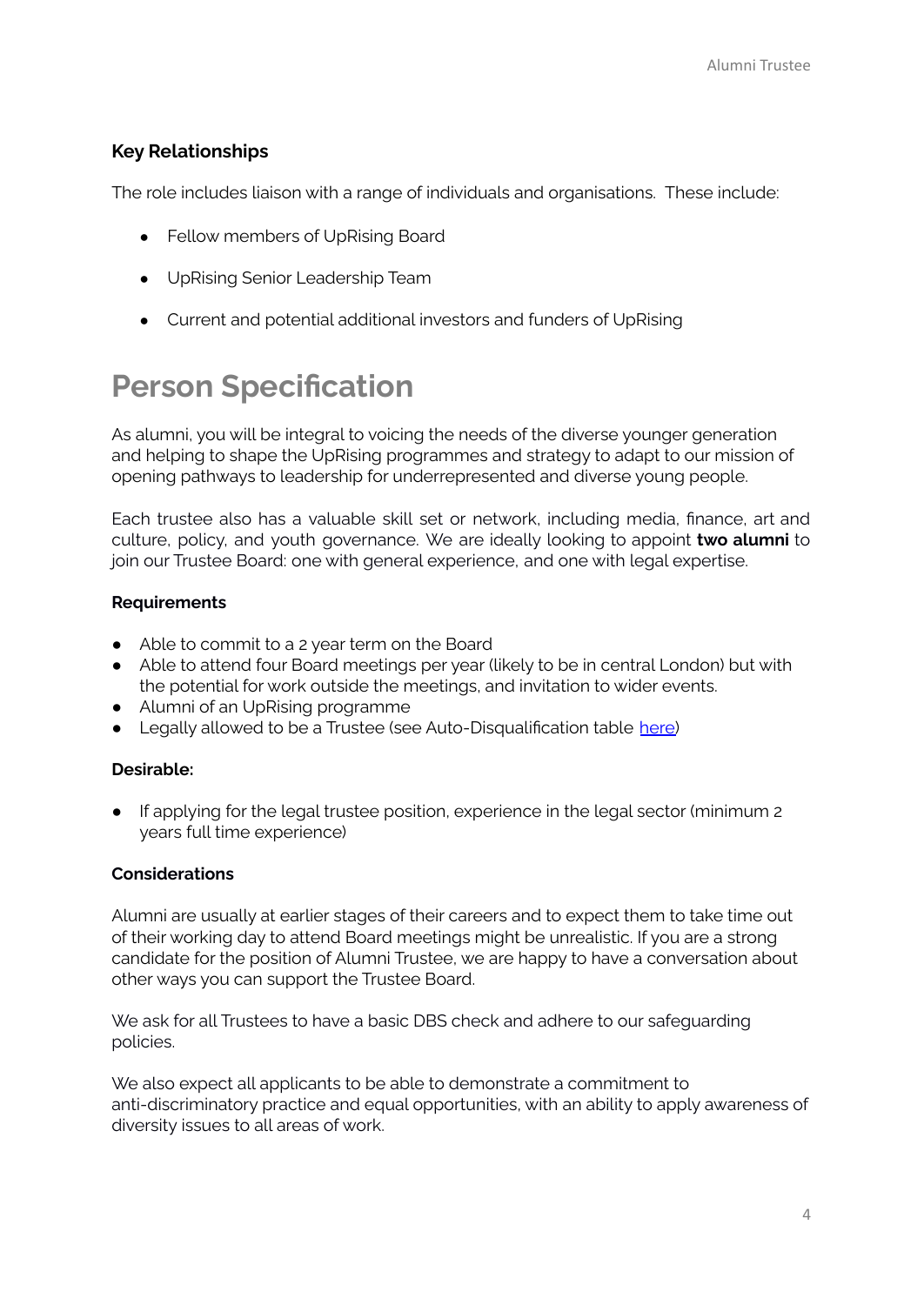**Key Relationships**

The role includes liaison with a range of individuals and organisations. These include:

- Fellow members of UpRising Board
- UpRising Senior Leadership Team
- Current and potential additional investors and funders of UpRising

# Person Specification

As alumni, you will be integral to voicing the needs of the diverse younger generation and helping to shape the UpRising programmes and strategy to adapt to our mission of opening pathways to leadership for underrepresented and diverse young people.

Each trustee also has a valuable skill set or network, including media, finance, art and culture, policy, and youth governance. We are ideally looking to appoint **two alumni** to join our Trustee Board: one with general experience, and one with legal expertise.

**Requirements**

- Able to commit to a 2 year term on the Board
- Able to attend four Board meetings per year (likely to be in central London) but with the potential for work outside the meetings, and invitation to wider events.
- Alumni of an UpRising programme
- Legally allowed to be a Trustee (see Auto-Disqualification table here)

**Desirable:**

- If applying for the legal trustee position, experience in the legal sector (minimum 2 years full time experience)

**Considerations**

Alumni are usually at earlier stages of their careers and to expect them to take time out of their working day to attend Board meetings might be unrealistic. If you are a strong candidate for the position of Alumni Trustee, we are happy to have a conversation about other ways you can support the Trustee Board.

We ask for all Trustees to have a basic DBS check and adhere to our safeguarding policies.

We also expect all applicants to be able to demonstrate a commitment to anti-discriminatory practice and equal opportunities, with an ability to apply awareness of diversity issues to all areas of work.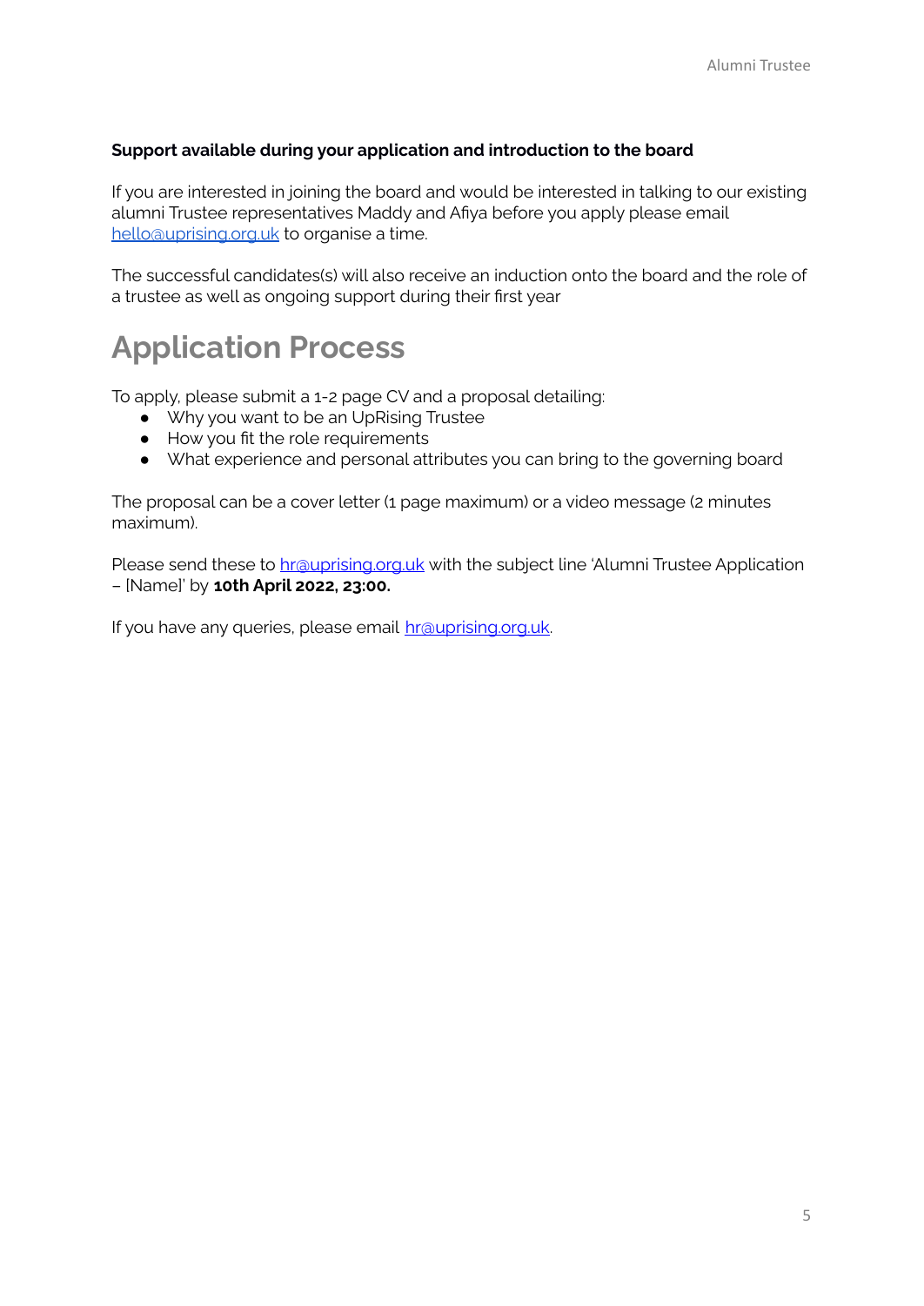**Support available during your application and introduction to the board**

If you are interested in joining the board and would be interested in talking to our existing alumni Trustee representatives Maddy and Afiya before you apply please email hello@uprising.org.uk to organise a time.

The successful candidates(s) will also receive an induction onto the board and the role of a trustee as well as ongoing support during their first year

# Application Process

To apply, please submit a 1-2 page CV and a proposal detailing:

- Why you want to be an UpRising Trustee
- How you fit the role requirements
- What experience and personal attributes you can bring to the governing board

The proposal can be a cover letter (1 page maximum) or a video message (2 minutes maximum).

Please send these to hr@uprising.org.uk with the subject line 'Alumni Trustee Application – [Name]' by **10th April 2022, 23:00.**

If you have any queries, please email hr@uprising.org.uk.